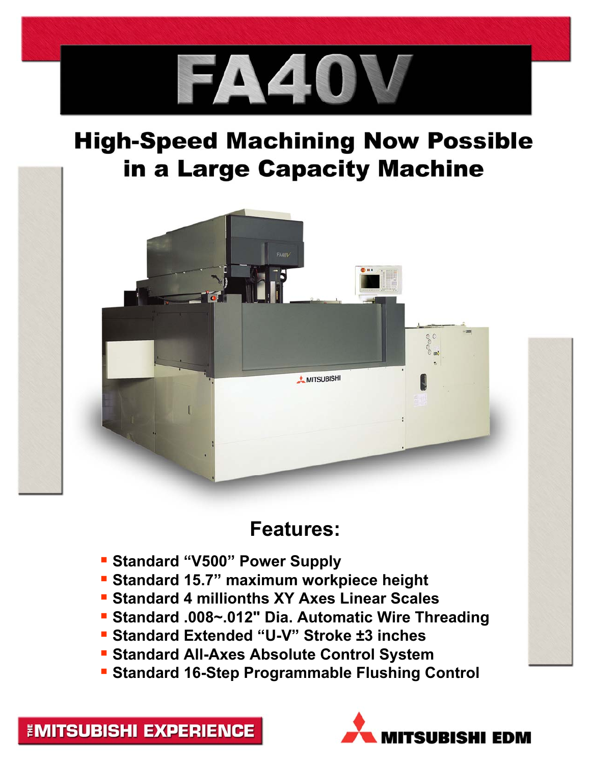# FA40V

## High-Speed Machining Now Possible in a Large Capacity Machine

## Features:

- Standard "V500" Power Supply
- Standard 15.7" maximum workpiece height
- Standard 4 millionths XY Axes Linear Scales
- Standard .008~.012" Dia. Automatic Wire Threading
- Standard Extended "U-V" Stroke ±3 inches
- Standard All-Axes Absolute Control System
- Standard 16-Step Programmable Flushing Control

THE MITSUBISHI EXPERIENCE

MITSUBISHI EDM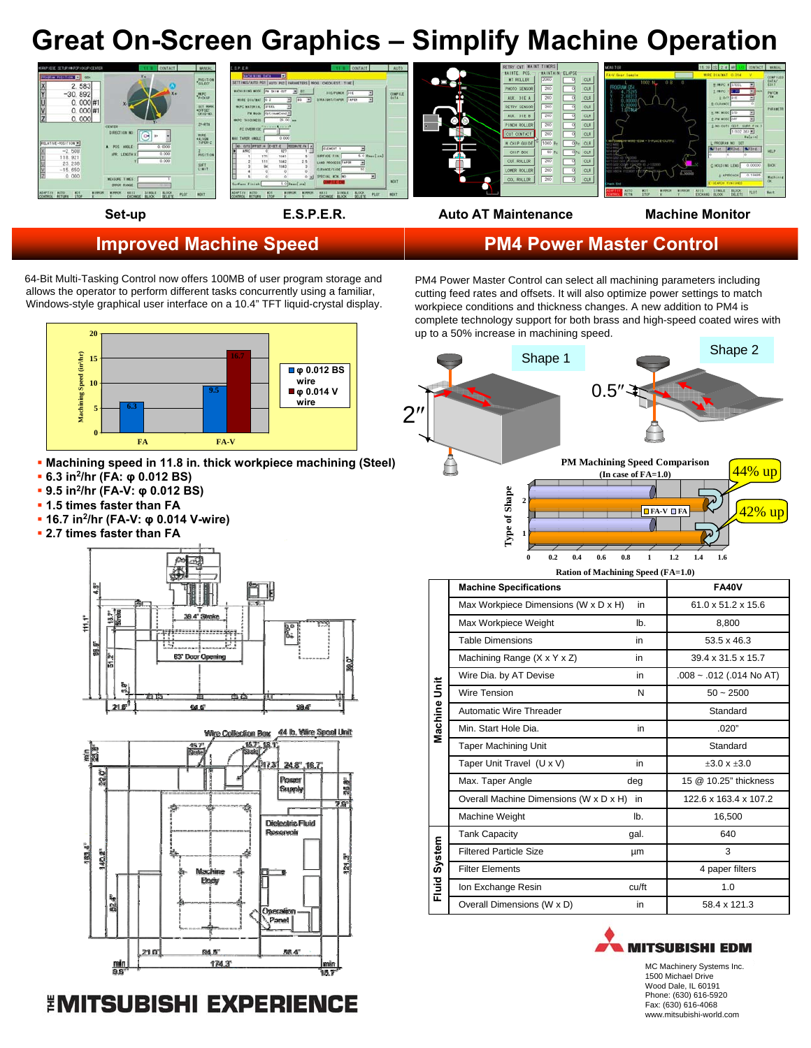# Great On-Screen Graphics – Simplify Machine Operation

Set-up

E.S.P.E.R.

Auto AT Maintenance

Machine Monitor

## Improved Machine Speed

64-Bit Multi-Tasking Control now offers 100MB of user program storage and allows the operator to perform different tasks concurrently using a familiar, Windows-style graphical user interface on a 10.4" TFT liquid-crystal display.

Machining Speed (in²/hr)

20
15
10
5
0

6.3
9.5
16.7

FA
FA-V

φ 0.012 BS wire
φ 0.014 V wire

- **Machining speed in 11.8 in. thick workpiece machining (Steel)**
- **6.3 in²/hr (FA: φ 0.012 BS)**
- **9.5 in²/hr (FA-V: φ 0.012 BS)**
- **1.5 times faster than FA**
- **16.7 in²/hr (FA-V: φ 0.014 V-wire)**
- **2.7 times faster than FA**

## PM4 Power Master Control

PM4 Power Master Control can select all machining parameters including cutting feed rates and offsets. It will also optimize power settings to match workpiece conditions and thickness changes. A new addition to PM4 is complete technology support for both brass and high-speed coated wires with up to a 50% increase in machining speed.

Shape 1

Shape 2

2"

0.5"

PM Machining Speed Comparison

(In case of FA=1.0)

Type of Shape

2
1

FA-V
FA

44% up

42% up

0 0.2 0.4 0.6 0.8 1 1.2 1.4 1.6

Ration of Machining Speed (FA=1.0)

| | Machine Specifications | | FA40V |
|---|---|---|---|
| Machine Unit | Max Workpiece Dimensions (W x D x H) | in | 61.0 x 51.2 x 15.6 |
| | Max Workpiece Weight | lb. | 8,800 |
| | Table Dimensions | in | 53.5 x 46.3 |
| | Machining Range (X x Y x Z) | in | 39.4 x 31.5 x 15.7 |
| | Wire Dia. by AT Devise | in | .008 ~ .012 (.014 No AT) |
| | Wire Tension | N | 50 ~ 2500 |
| | Automatic Wire Threader | | Standard |
| | Min. Start Hole Dia. | in | .020" |
| | Taper Machining Unit | | Standard |
| | Taper Unit Travel (U x V) | in | ±3.0 x ±3.0 |
| | Max. Taper Angle | deg | 15 @ 10.25" thickness |
| | Overall Machine Dimensions (W x D x H) | in | 122.6 x 163.4 x 107.2 |
| | Machine Weight | lb. | 16,500 |
| Fluid System | Tank Capacity | gal. | 640 |
| | Filtered Particle Size | µm | 3 |
| | Filter Elements | | 4 paper filters |
| | Ion Exchange Resin | cu/ft | 1.0 |
| | Overall Dimensions (W x D) | in | 58.4 x 121.3 |

MITSUBISHI EDM

MC Machinery Systems Inc.
1500 Michael Drive
Wood Dale, IL 60191
Phone: (630) 616-5920
Fax: (630) 616-4068
www.mitsubishi-world.com

THE MITSUBISHI EXPERIENCE